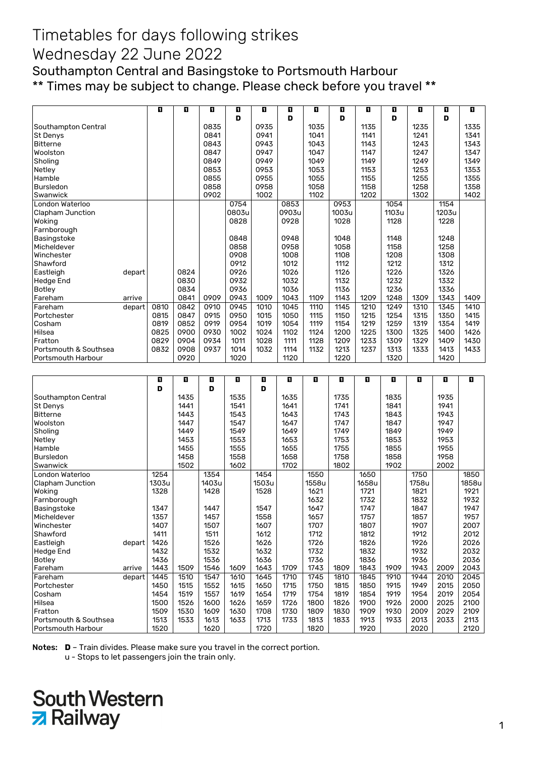# Timetables for days following strikes

# Wednesday 22 June 2022

## Southampton Central and Basingstoke to Portsmouth Harbour

## ** Times may be subject to change. Please check before you travel **

| | | | | | D | | D | | D | | D | | D | |
|---|---|---|---|---|---|---|---|---|---|---|---|---|---|---|
| Southampton Central | | | | 0835 | | 0935 | | 1035 | | 1135 | | 1235 | | 1335 |
| St Denys | | | | 0841 | | 0941 | | 1041 | | 1141 | | 1241 | | 1341 |
| Bitterne | | | | 0843 | | 0943 | | 1043 | | 1143 | | 1243 | | 1343 |
| Woolston | | | | 0847 | | 0947 | | 1047 | | 1147 | | 1247 | | 1347 |
| Sholing | | | | 0849 | | 0949 | | 1049 | | 1149 | | 1249 | | 1349 |
| Netley | | | | 0853 | | 0953 | | 1053 | | 1153 | | 1253 | | 1353 |
| Hamble | | | | 0855 | | 0955 | | 1055 | | 1155 | | 1255 | | 1355 |
| Bursledon | | | | 0858 | | 0958 | | 1058 | | 1158 | | 1258 | | 1358 |
| Swanwick | | | | 0902 | | 1002 | | 1102 | | 1202 | | 1302 | | 1402 |
| London Waterloo | | | | | 0754 | | 0853 | | 0953 | | 1054 | | 1154 | |
| Clapham Junction | | | | | 0803u | | 0903u | | 1003u | | 1103u | | 1203u | |
| Woking | | | | | 0828 | | 0928 | | 1028 | | 1128 | | 1228 | |
| Farnborough | | | | | | | | | | | | | | |
| Basingstoke | | | | | 0848 | | 0948 | | 1048 | | 1148 | | 1248 | |
| Micheldever | | | | | 0858 | | 0958 | | 1058 | | 1158 | | 1258 | |
| Winchester | | | | | 0908 | | 1008 | | 1108 | | 1208 | | 1308 | |
| Shawford | | | | | 0912 | | 1012 | | 1112 | | 1212 | | 1312 | |
| Eastleigh | depart | | 0824 | | 0926 | | 1026 | | 1126 | | 1226 | | 1326 | |
| Hedge End | | | 0830 | | 0932 | | 1032 | | 1132 | | 1232 | | 1332 | |
| Botley | | | 0834 | | 0936 | | 1036 | | 1136 | | 1236 | | 1336 | |
| Fareham | arrive | | 0841 | 0909 | 0943 | 1009 | 1043 | 1109 | 1143 | 1209 | 1248 | 1309 | 1343 | 1409 |
| Fareham | depart | 0810 | 0842 | 0910 | 0945 | 1010 | 1045 | 1110 | 1145 | 1210 | 1249 | 1310 | 1345 | 1410 |
| Portchester | | 0815 | 0847 | 0915 | 0950 | 1015 | 1050 | 1115 | 1150 | 1215 | 1254 | 1315 | 1350 | 1415 |
| Cosham | | 0819 | 0852 | 0919 | 0954 | 1019 | 1054 | 1119 | 1154 | 1219 | 1259 | 1319 | 1354 | 1419 |
| Hilsea | | 0825 | 0900 | 0930 | 1002 | 1024 | 1102 | 1124 | 1200 | 1225 | 1300 | 1325 | 1400 | 1426 |
| Fratton | | 0829 | 0904 | 0934 | 1011 | 1028 | 1111 | 1128 | 1209 | 1233 | 1309 | 1329 | 1409 | 1430 |
| Portsmouth & Southsea | | 0832 | 0908 | 0937 | 1014 | 1032 | 1114 | 1132 | 1213 | 1237 | 1313 | 1333 | 1413 | 1433 |
| Portsmouth Harbour | | | 0920 | | 1020 | | 1120 | | 1220 | | 1320 | | 1420 | |

| | | D | | D | | D | | | | | | | | |
|---|---|---|---|---|---|---|---|---|---|---|---|---|---|---|
| Southampton Central | | | 1435 | | 1535 | | 1635 | | 1735 | | 1835 | | 1935 | |
| St Denys | | | 1441 | | 1541 | | 1641 | | 1741 | | 1841 | | 1941 | |
| Bitterne | | | 1443 | | 1543 | | 1643 | | 1743 | | 1843 | | 1943 | |
| Woolston | | | 1447 | | 1547 | | 1647 | | 1747 | | 1847 | | 1947 | |
| Sholing | | | 1449 | | 1549 | | 1649 | | 1749 | | 1849 | | 1949 | |
| Netley | | | 1453 | | 1553 | | 1653 | | 1753 | | 1853 | | 1953 | |
| Hamble | | | 1455 | | 1555 | | 1655 | | 1755 | | 1855 | | 1955 | |
| Bursledon | | | 1458 | | 1558 | | 1658 | | 1758 | | 1858 | | 1958 | |
| Swanwick | | | 1502 | | 1602 | | 1702 | | 1802 | | 1902 | | 2002 | |
| London Waterloo | | 1254 | | 1354 | | 1454 | | 1550 | | 1650 | | 1750 | | 1850 |
| Clapham Junction | | 1303u | | 1403u | | 1503u | | 1558u | | 1658u | | 1758u | | 1858u |
| Woking | | 1328 | | 1428 | | 1528 | | 1621 | | 1721 | | 1821 | | 1921 |
| Farnborough | | | | | | | | 1632 | | 1732 | | 1832 | | 1932 |
| Basingstoke | | 1347 | | 1447 | | 1547 | | 1647 | | 1747 | | 1847 | | 1947 |
| Micheldever | | 1357 | | 1457 | | 1558 | | 1657 | | 1757 | | 1857 | | 1957 |
| Winchester | | 1407 | | 1507 | | 1607 | | 1707 | | 1807 | | 1907 | | 2007 |
| Shawford | | 1411 | | 1511 | | 1612 | | 1712 | | 1812 | | 1912 | | 2012 |
| Eastleigh | depart | 1426 | | 1526 | | 1626 | | 1726 | | 1826 | | 1926 | | 2026 |
| Hedge End | | 1432 | | 1532 | | 1632 | | 1732 | | 1832 | | 1932 | | 2032 |
| Botley | | 1436 | | 1536 | | 1636 | | 1736 | | 1836 | | 1936 | | 2036 |
| Fareham | arrive | 1443 | 1509 | 1546 | 1609 | 1643 | 1709 | 1743 | 1809 | 1843 | 1909 | 1943 | 2009 | 2043 |
| Fareham | depart | 1445 | 1510 | 1547 | 1610 | 1645 | 1710 | 1745 | 1810 | 1845 | 1910 | 1944 | 2010 | 2045 |
| Portchester | | 1450 | 1515 | 1552 | 1615 | 1650 | 1715 | 1750 | 1815 | 1850 | 1915 | 1949 | 2015 | 2050 |
| Cosham | | 1454 | 1519 | 1557 | 1619 | 1654 | 1719 | 1754 | 1819 | 1854 | 1919 | 1954 | 2019 | 2054 |
| Hilsea | | 1500 | 1526 | 1600 | 1626 | 1659 | 1726 | 1800 | 1826 | 1900 | 1926 | 2000 | 2025 | 2100 |
| Fratton | | 1509 | 1530 | 1609 | 1630 | 1708 | 1730 | 1809 | 1830 | 1909 | 1930 | 2009 | 2029 | 2109 |
| Portsmouth & Southsea | | 1513 | 1533 | 1613 | 1633 | 1713 | 1733 | 1813 | 1833 | 1913 | 1933 | 2013 | 2033 | 2113 |
| Portsmouth Harbour | | 1520 | | 1620 | | 1720 | | 1820 | | 1920 | | 2020 | | 2120 |

**Notes:** **D** – Train divides. Please make sure you travel in the correct portion.
u - Stops to let passengers join the train only.

South Western Railway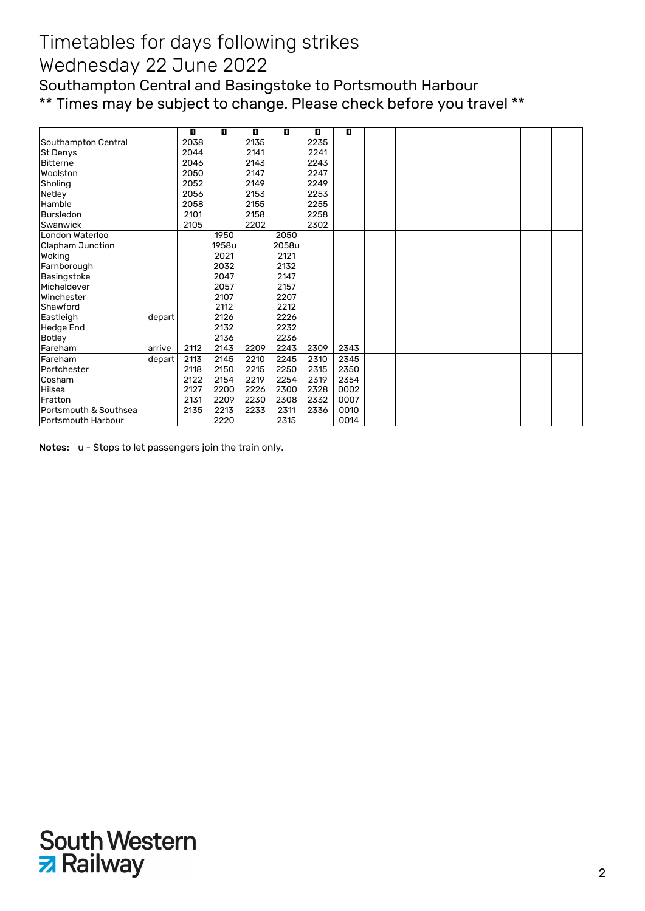# Timetables for days following strikes

# Wednesday 22 June 2022

## Southampton Central and Basingstoke to Portsmouth Harbour

## ** Times may be subject to change. Please check before you travel **

| | | 1 | 1 | 1 | 1 | 1 | 1 | | | | | | | |
|---|---|---|---|---|---|---|---|---|---|---|---|---|---|---|
| Southampton Central | | 2038 | | 2135 | | 2235 | | | | | | | | |
| St Denys | | 2044 | | 2141 | | 2241 | | | | | | | | |
| Bitterne | | 2046 | | 2143 | | 2243 | | | | | | | | |
| Woolston | | 2050 | | 2147 | | 2247 | | | | | | | | |
| Sholing | | 2052 | | 2149 | | 2249 | | | | | | | | |
| Netley | | 2056 | | 2153 | | 2253 | | | | | | | | |
| Hamble | | 2058 | | 2155 | | 2255 | | | | | | | | |
| Bursledon | | 2101 | | 2158 | | 2258 | | | | | | | | |
| Swanwick | | 2105 | | 2202 | | 2302 | | | | | | | | |
| London Waterloo | | | 1950 | | 2050 | | | | | | | | | |
| Clapham Junction | | | 1958u | | 2058u | | | | | | | | | |
| Woking | | | 2021 | | 2121 | | | | | | | | | |
| Farnborough | | | 2032 | | 2132 | | | | | | | | | |
| Basingstoke | | | 2047 | | 2147 | | | | | | | | | |
| Micheldever | | | 2057 | | 2157 | | | | | | | | | |
| Winchester | | | 2107 | | 2207 | | | | | | | | | |
| Shawford | | | 2112 | | 2212 | | | | | | | | | |
| Eastleigh | depart | | 2126 | | 2226 | | | | | | | | | |
| Hedge End | | | 2132 | | 2232 | | | | | | | | | |
| Botley | | | 2136 | | 2236 | | | | | | | | | |
| Fareham | arrive | 2112 | 2143 | 2209 | 2243 | 2309 | 2343 | | | | | | | |
| Fareham | depart | 2113 | 2145 | 2210 | 2245 | 2310 | 2345 | | | | | | | |
| Portchester | | 2118 | 2150 | 2215 | 2250 | 2315 | 2350 | | | | | | | |
| Cosham | | 2122 | 2154 | 2219 | 2254 | 2319 | 2354 | | | | | | | |
| Hilsea | | 2127 | 2200 | 2226 | 2300 | 2328 | 0002 | | | | | | | |
| Fratton | | 2131 | 2209 | 2230 | 2308 | 2332 | 0007 | | | | | | | |
| Portsmouth & Southsea | | 2135 | 2213 | 2233 | 2311 | 2336 | 0010 | | | | | | | |
| Portsmouth Harbour | | | 2220 | | 2315 | | 0014 | | | | | | | |

**Notes:** u - Stops to let passengers join the train only.

South Western Railway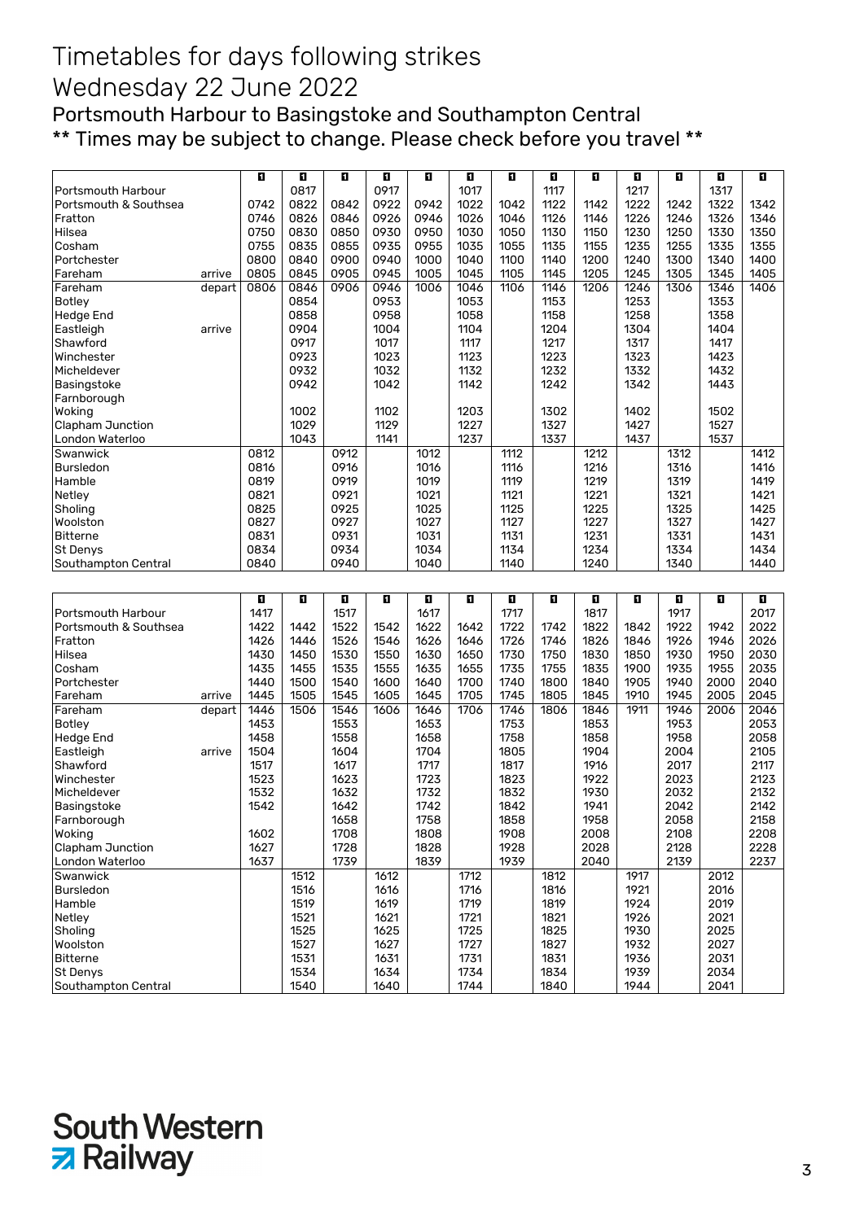# Timetables for days following strikes

# Wednesday 22 June 2022

## Portsmouth Harbour to Basingstoke and Southampton Central

## ** Times may be subject to change. Please check before you travel **

| | | 1 | 1 | 1 | 1 | 1 | 1 | 1 | 1 | 1 | 1 | 1 | 1 | 1 |
|---|---|---|---|---|---|---|---|---|---|---|---|---|---|---|
| Portsmouth Harbour | | | 0817 | | 0917 | | 1017 | | 1117 | | 1217 | | 1317 | |
| Portsmouth & Southsea | | 0742 | 0822 | 0842 | 0922 | 0942 | 1022 | 1042 | 1122 | 1142 | 1222 | 1242 | 1322 | 1342 |
| Fratton | | 0746 | 0826 | 0846 | 0926 | 0946 | 1026 | 1046 | 1126 | 1146 | 1226 | 1246 | 1326 | 1346 |
| Hilsea | | 0750 | 0830 | 0850 | 0930 | 0950 | 1030 | 1050 | 1130 | 1150 | 1230 | 1250 | 1330 | 1350 |
| Cosham | | 0755 | 0835 | 0855 | 0935 | 0955 | 1035 | 1055 | 1135 | 1155 | 1235 | 1255 | 1335 | 1355 |
| Portchester | | 0800 | 0840 | 0900 | 0940 | 1000 | 1040 | 1100 | 1140 | 1200 | 1240 | 1300 | 1340 | 1400 |
| Fareham | arrive | 0805 | 0845 | 0905 | 0945 | 1005 | 1045 | 1105 | 1145 | 1205 | 1245 | 1305 | 1345 | 1405 |
| Fareham | depart | 0806 | 0846 | 0906 | 0946 | 1006 | 1046 | 1106 | 1146 | 1206 | 1246 | 1306 | 1346 | 1406 |
| Botley | | | 0854 | | 0953 | | 1053 | | 1153 | | 1253 | | 1353 | |
| Hedge End | | | 0858 | | 0958 | | 1058 | | 1158 | | 1258 | | 1358 | |
| Eastleigh | arrive | | 0904 | | 1004 | | 1104 | | 1204 | | 1304 | | 1404 | |
| Shawford | | | 0917 | | 1017 | | 1117 | | 1217 | | 1317 | | 1417 | |
| Winchester | | | 0923 | | 1023 | | 1123 | | 1223 | | 1323 | | 1423 | |
| Micheldever | | | 0932 | | 1032 | | 1132 | | 1232 | | 1332 | | 1432 | |
| Basingstoke | | | 0942 | | 1042 | | 1142 | | 1242 | | 1342 | | 1443 | |
| Farnborough | | | | | | | | | | | | | | |
| Woking | | | 1002 | | 1102 | | 1203 | | 1302 | | 1402 | | 1502 | |
| Clapham Junction | | | 1029 | | 1129 | | 1227 | | 1327 | | 1427 | | 1527 | |
| London Waterloo | | | 1043 | | 1141 | | 1237 | | 1337 | | 1437 | | 1537 | |
| Swanwick | | 0812 | | 0912 | | 1012 | | 1112 | | 1212 | | 1312 | | 1412 |
| Bursledon | | 0816 | | 0916 | | 1016 | | 1116 | | 1216 | | 1316 | | 1416 |
| Hamble | | 0819 | | 0919 | | 1019 | | 1119 | | 1219 | | 1319 | | 1419 |
| Netley | | 0821 | | 0921 | | 1021 | | 1121 | | 1221 | | 1321 | | 1421 |
| Sholing | | 0825 | | 0925 | | 1025 | | 1125 | | 1225 | | 1325 | | 1425 |
| Woolston | | 0827 | | 0927 | | 1027 | | 1127 | | 1227 | | 1327 | | 1427 |
| Bitterne | | 0831 | | 0931 | | 1031 | | 1131 | | 1231 | | 1331 | | 1431 |
| St Denys | | 0834 | | 0934 | | 1034 | | 1134 | | 1234 | | 1334 | | 1434 |
| Southampton Central | | 0840 | | 0940 | | 1040 | | 1140 | | 1240 | | 1340 | | 1440 |

| | | 1 | 1 | 1 | 1 | 1 | 1 | 1 | 1 | 1 | 1 | 1 | 1 | 1 |
|---|---|---|---|---|---|---|---|---|---|---|---|---|---|---|
| Portsmouth Harbour | | 1417 | | 1517 | | 1617 | | 1717 | | 1817 | | 1917 | | 2017 |
| Portsmouth & Southsea | | 1422 | 1442 | 1522 | 1542 | 1622 | 1642 | 1722 | 1742 | 1822 | 1842 | 1922 | 1942 | 2022 |
| Fratton | | 1426 | 1446 | 1526 | 1546 | 1626 | 1646 | 1726 | 1746 | 1826 | 1846 | 1926 | 1946 | 2026 |
| Hilsea | | 1430 | 1450 | 1530 | 1550 | 1630 | 1650 | 1730 | 1750 | 1830 | 1850 | 1930 | 1950 | 2030 |
| Cosham | | 1435 | 1455 | 1535 | 1555 | 1635 | 1655 | 1735 | 1755 | 1835 | 1900 | 1935 | 1955 | 2035 |
| Portchester | | 1440 | 1500 | 1540 | 1600 | 1640 | 1700 | 1740 | 1800 | 1840 | 1905 | 1940 | 2000 | 2040 |
| Fareham | arrive | 1445 | 1505 | 1545 | 1605 | 1645 | 1705 | 1745 | 1805 | 1845 | 1910 | 1945 | 2005 | 2045 |
| Fareham | depart | 1446 | 1506 | 1546 | 1606 | 1646 | 1706 | 1746 | 1806 | 1846 | 1911 | 1946 | 2006 | 2046 |
| Botley | | 1453 | | 1553 | | 1653 | | 1753 | | 1853 | | 1953 | | 2053 |
| Hedge End | | 1458 | | 1558 | | 1658 | | 1758 | | 1858 | | 1958 | | 2058 |
| Eastleigh | arrive | 1504 | | 1604 | | 1704 | | 1805 | | 1904 | | 2004 | | 2105 |
| Shawford | | 1517 | | 1617 | | 1717 | | 1817 | | 1916 | | 2017 | | 2117 |
| Winchester | | 1523 | | 1623 | | 1723 | | 1823 | | 1922 | | 2023 | | 2123 |
| Micheldever | | 1532 | | 1632 | | 1732 | | 1832 | | 1930 | | 2032 | | 2132 |
| Basingstoke | | 1542 | | 1642 | | 1742 | | 1842 | | 1941 | | 2042 | | 2142 |
| Farnborough | | | | 1658 | | 1758 | | 1858 | | 1958 | | 2058 | | 2158 |
| Woking | | 1602 | | 1708 | | 1808 | | 1908 | | 2008 | | 2108 | | 2208 |
| Clapham Junction | | 1627 | | 1728 | | 1828 | | 1928 | | 2028 | | 2128 | | 2228 |
| London Waterloo | | 1637 | | 1739 | | 1839 | | 1939 | | 2040 | | 2139 | | 2237 |
| Swanwick | | | 1512 | | 1612 | | 1712 | | 1812 | | 1917 | | 2012 | |
| Bursledon | | | 1516 | | 1616 | | 1716 | | 1816 | | 1921 | | 2016 | |
| Hamble | | | 1519 | | 1619 | | 1719 | | 1819 | | 1924 | | 2019 | |
| Netley | | | 1521 | | 1621 | | 1721 | | 1821 | | 1926 | | 2021 | |
| Sholing | | | 1525 | | 1625 | | 1725 | | 1825 | | 1930 | | 2025 | |
| Woolston | | | 1527 | | 1627 | | 1727 | | 1827 | | 1932 | | 2027 | |
| Bitterne | | | 1531 | | 1631 | | 1731 | | 1831 | | 1936 | | 2031 | |
| St Denys | | | 1534 | | 1634 | | 1734 | | 1834 | | 1939 | | 2034 | |
| Southampton Central | | | 1540 | | 1640 | | 1744 | | 1840 | | 1944 | | 2041 | |

South Western Railway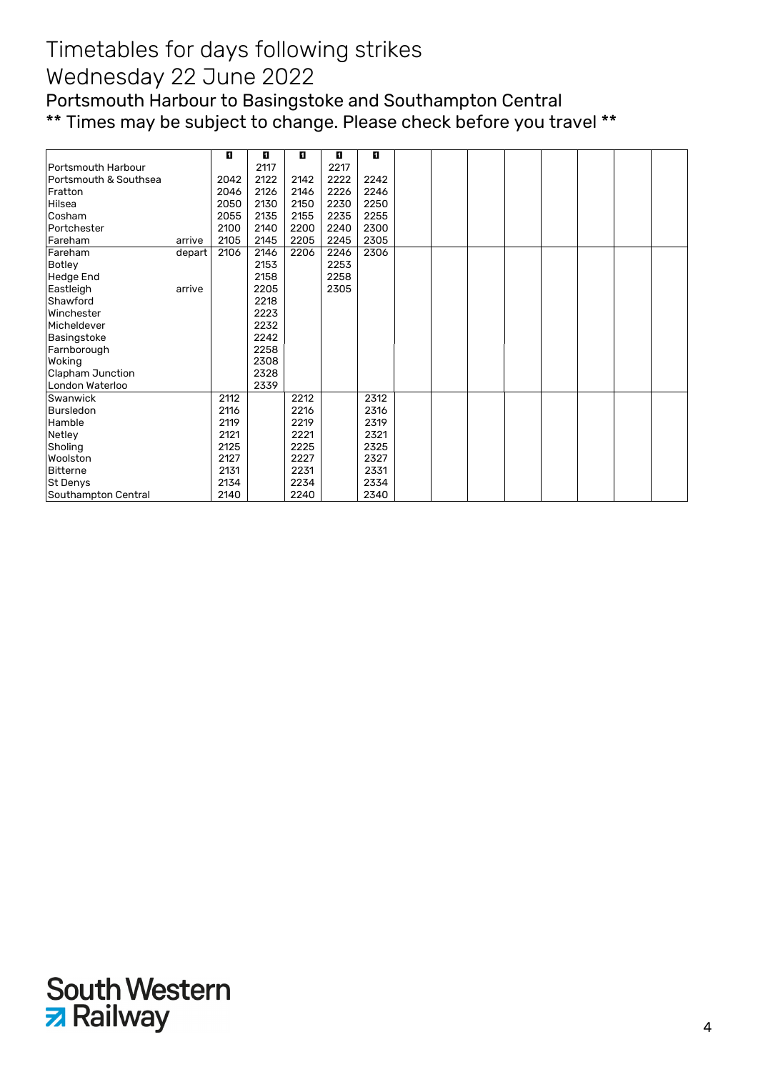# Timetables for days following strikes

# Wednesday 22 June 2022

## Portsmouth Harbour to Basingstoke and Southampton Central

### ** Times may be subject to change. Please check before you travel **

| | | 1 | 1 | 1 | 1 | 1 | | | | | | | | |
|---|---|---|---|---|---|---|---|---|---|---|---|---|---|---|
| Portsmouth Harbour | | | 2117 | | 2217 | | | | | | | | | |
| Portsmouth & Southsea | | 2042 | 2122 | 2142 | 2222 | 2242 | | | | | | | | |
| Fratton | | 2046 | 2126 | 2146 | 2226 | 2246 | | | | | | | | |
| Hilsea | | 2050 | 2130 | 2150 | 2230 | 2250 | | | | | | | | |
| Cosham | | 2055 | 2135 | 2155 | 2235 | 2255 | | | | | | | | |
| Portchester | | 2100 | 2140 | 2200 | 2240 | 2300 | | | | | | | | |
| Fareham | arrive | 2105 | 2145 | 2205 | 2245 | 2305 | | | | | | | | |
| Fareham | depart | 2106 | 2146 | 2206 | 2246 | 2306 | | | | | | | | |
| Botley | | | 2153 | | 2253 | | | | | | | | | |
| Hedge End | | | 2158 | | 2258 | | | | | | | | | |
| Eastleigh | arrive | | 2205 | | 2305 | | | | | | | | | |
| Shawford | | | 2218 | | | | | | | | | | | |
| Winchester | | | 2223 | | | | | | | | | | | |
| Micheldever | | | 2232 | | | | | | | | | | | |
| Basingstoke | | | 2242 | | | | | | | | | | | |
| Farnborough | | | 2258 | | | | | | | | | | | |
| Woking | | | 2308 | | | | | | | | | | | |
| Clapham Junction | | | 2328 | | | | | | | | | | | |
| London Waterloo | | | 2339 | | | | | | | | | | | |
| Swanwick | | 2112 | | 2212 | | 2312 | | | | | | | | |
| Bursledon | | 2116 | | 2216 | | 2316 | | | | | | | | |
| Hamble | | 2119 | | 2219 | | 2319 | | | | | | | | |
| Netley | | 2121 | | 2221 | | 2321 | | | | | | | | |
| Sholing | | 2125 | | 2225 | | 2325 | | | | | | | | |
| Woolston | | 2127 | | 2227 | | 2327 | | | | | | | | |
| Bitterne | | 2131 | | 2231 | | 2331 | | | | | | | | |
| St Denys | | 2134 | | 2234 | | 2334 | | | | | | | | |
| Southampton Central | | 2140 | | 2240 | | 2340 | | | | | | | | |

South Western Railway